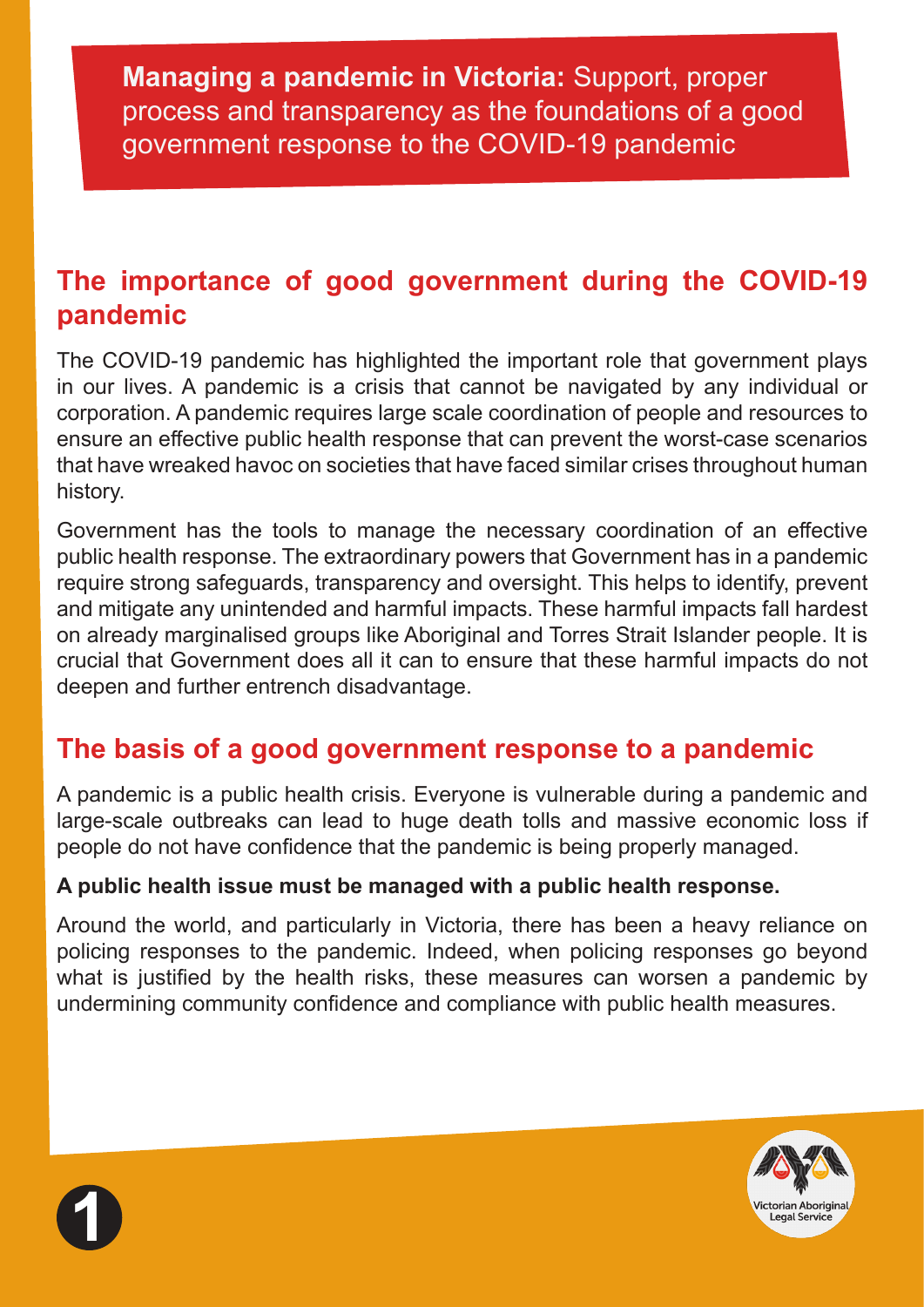# **Managing a pandemic in Victoria:** Support, proper process and transparency as the foundations of a good government response to the COVID-19 pandemic

## The importance of good government during the COVID-19 pandemic

The COVID-19 pandemic has highlighted the important role that government plays in our lives. A pandemic is a crisis that cannot be navigated by any individual or corporation. A pandemic requires large scale coordination of people and resources to ensure an effective public health response that can prevent the worst-case scenarios that have wreaked havoc on societies that have faced similar crises throughout human history.

Government has the tools to manage the necessary coordination of an effective public health response. The extraordinary powers that Government has in a pandemic require strong safeguards, transparency and oversight. This helps to identify, prevent and mitigate any unintended and harmful impacts. These harmful impacts fall hardest on already marginalised groups like Aboriginal and Torres Strait Islander people. It is crucial that Government does all it can to ensure that these harmful impacts do not deepen and further entrench disadvantage.

## The basis of a good government response to a pandemic

A pandemic is a public health crisis. Everyone is vulnerable during a pandemic and large-scale outbreaks can lead to huge death tolls and massive economic loss if people do not have confidence that the pandemic is being properly managed.

**A public health issue must be managed with a public health response.**

Around the world, and particularly in Victoria, there has been a heavy reliance on policing responses to the pandemic. Indeed, when policing responses go beyond what is justified by the health risks, these measures can worsen a pandemic by undermining community confidence and compliance with public health measures.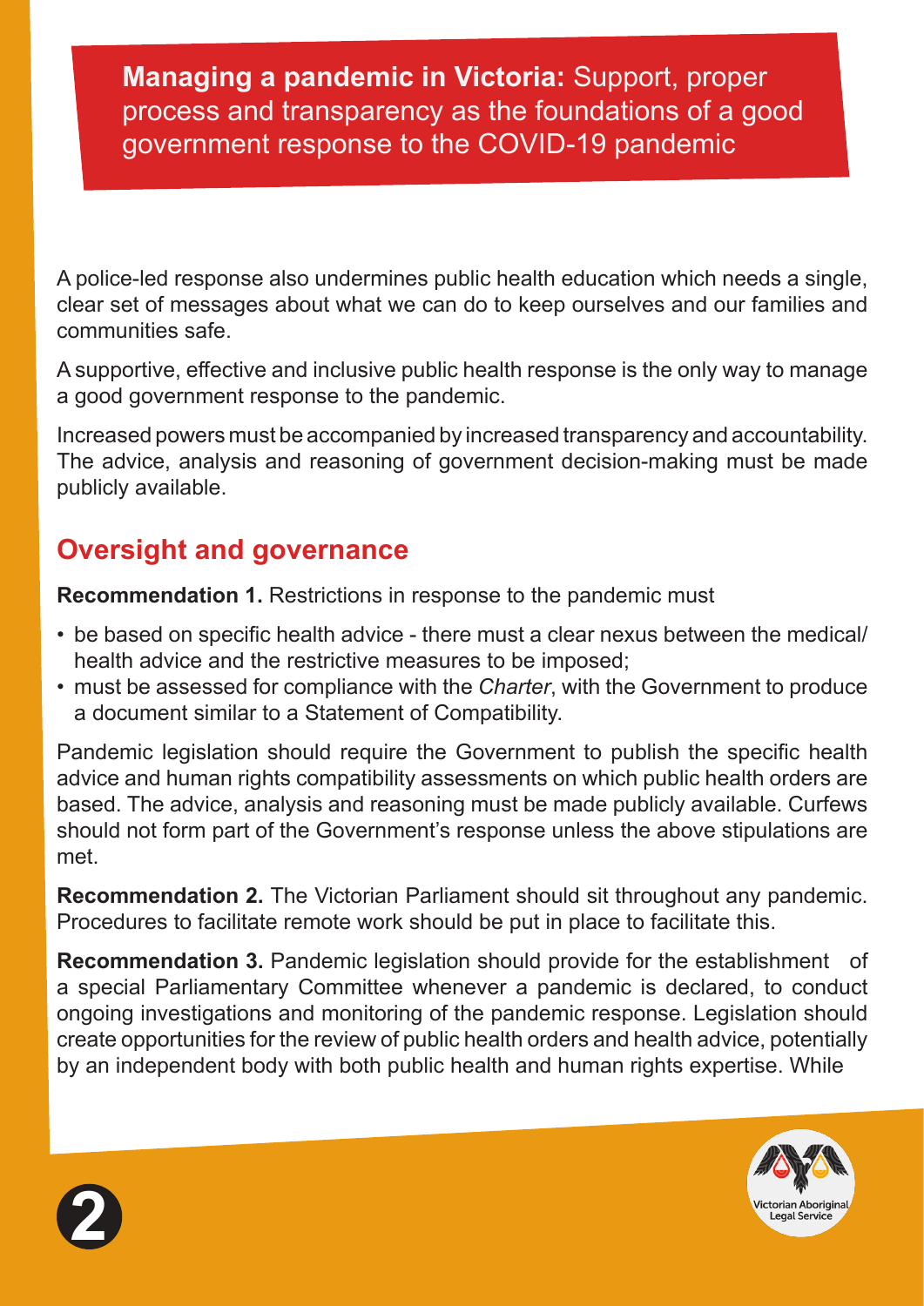**Managing a pandemic in Victoria:** Support, proper process and transparency as the foundations of a good government response to the COVID-19 pandemic

A police-led response also undermines public health education which needs a single, clear set of messages about what we can do to keep ourselves and our families and communities safe.

A supportive, effective and inclusive public health response is the only way to manage a good government response to the pandemic.

Increased powers must be accompanied by increased transparency and accountability. The advice, analysis and reasoning of government decision-making must be made publicly available.

## Oversight and governance

**Recommendation 1.** Restrictions in response to the pandemic must

- be based on specific health advice - there must a clear nexus between the medical/ health advice and the restrictive measures to be imposed;
- must be assessed for compliance with the *Charter*, with the Government to produce a document similar to a Statement of Compatibility.

Pandemic legislation should require the Government to publish the specific health advice and human rights compatibility assessments on which public health orders are based. The advice, analysis and reasoning must be made publicly available. Curfews should not form part of the Government's response unless the above stipulations are met.

**Recommendation 2.** The Victorian Parliament should sit throughout any pandemic. Procedures to facilitate remote work should be put in place to facilitate this.

**Recommendation 3.** Pandemic legislation should provide for the establishment of a special Parliamentary Committee whenever a pandemic is declared, to conduct ongoing investigations and monitoring of the pandemic response. Legislation should create opportunities for the review of public health orders and health advice, potentially by an independent body with both public health and human rights expertise. While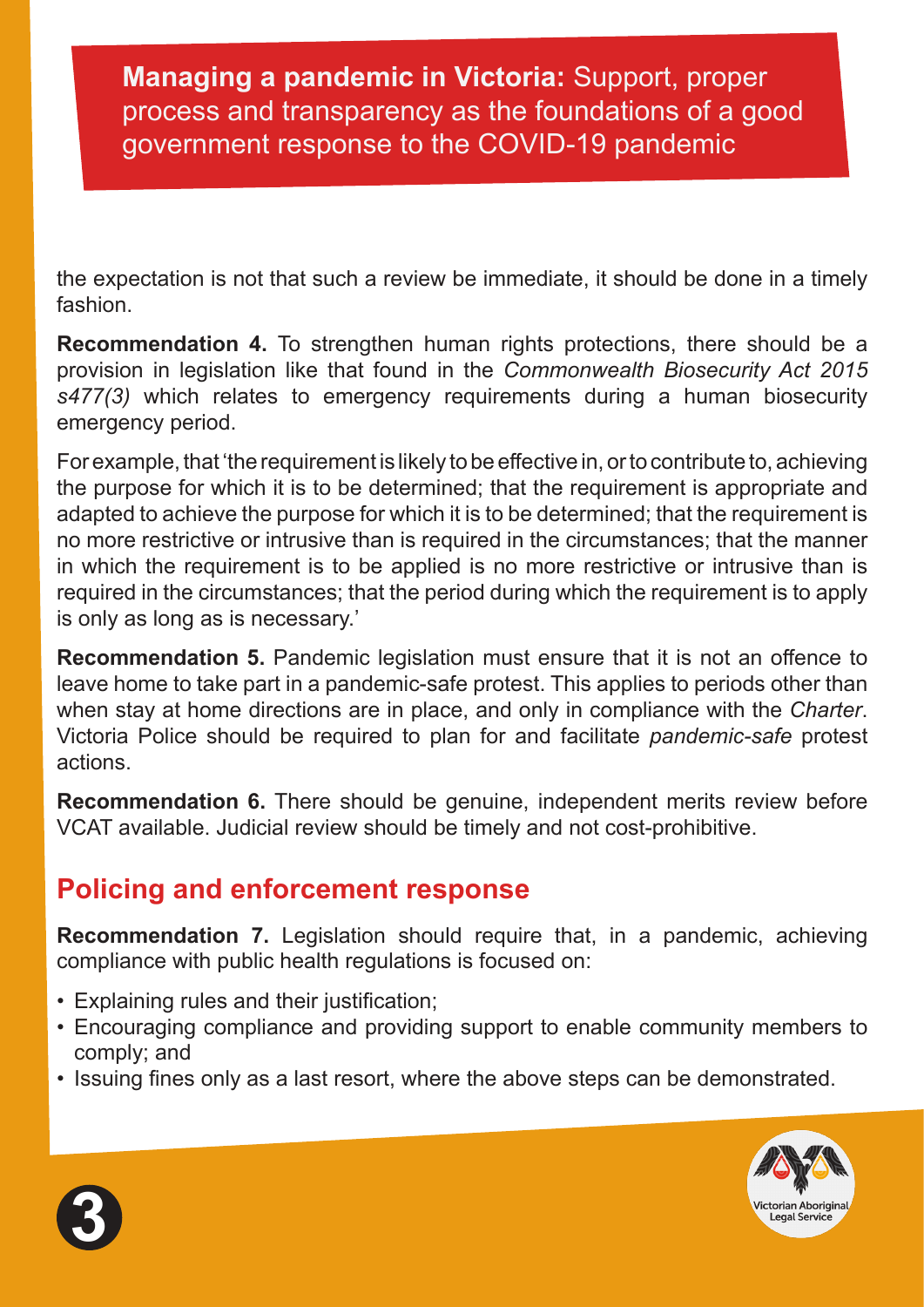the expectation is not that such a review be immediate, it should be done in a timely fashion.

**Recommendation 4.** To strengthen human rights protections, there should be a provision in legislation like that found in the *Commonwealth Biosecurity Act 2015 s477(3)* which relates to emergency requirements during a human biosecurity emergency period.

For example, that 'the requirement is likely to be effective in, or to contribute to, achieving the purpose for which it is to be determined; that the requirement is appropriate and adapted to achieve the purpose for which it is to be determined; that the requirement is no more restrictive or intrusive than is required in the circumstances; that the manner in which the requirement is to be applied is no more restrictive or intrusive than is required in the circumstances; that the period during which the requirement is to apply is only as long as is necessary.'

**Recommendation 5.** Pandemic legislation must ensure that it is not an offence to leave home to take part in a pandemic-safe protest. This applies to periods other than when stay at home directions are in place, and only in compliance with the *Charter*. Victoria Police should be required to plan for and facilitate *pandemic-safe* protest actions.

**Recommendation 6.** There should be genuine, independent merits review before VCAT available. Judicial review should be timely and not cost-prohibitive.

## Policing and enforcement response

**Recommendation 7.** Legislation should require that, in a pandemic, achieving compliance with public health regulations is focused on:

- Explaining rules and their justification;
- Encouraging compliance and providing support to enable community members to comply; and
- Issuing fines only as a last resort, where the above steps can be demonstrated.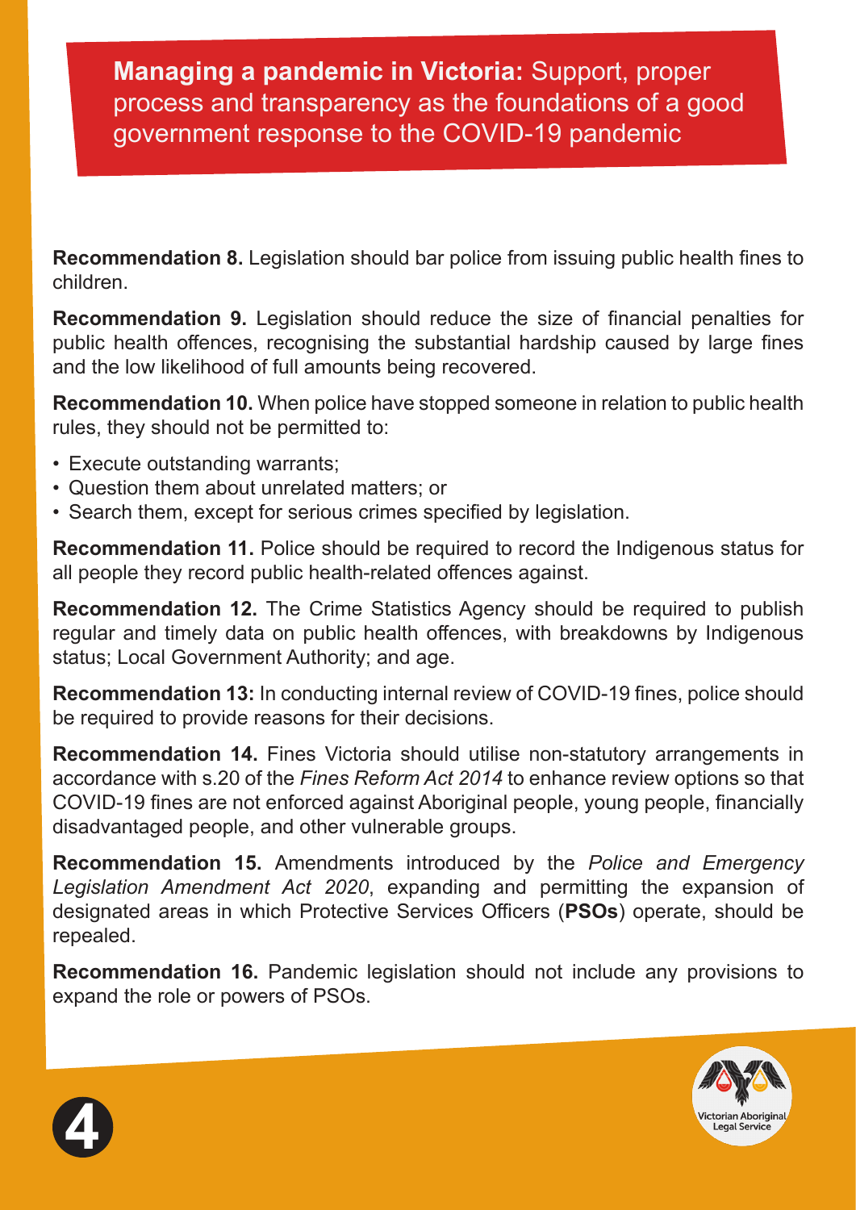**Managing a pandemic in Victoria:** Support, proper process and transparency as the foundations of a good government response to the COVID-19 pandemic

**Recommendation 8.** Legislation should bar police from issuing public health fines to children.

**Recommendation 9.** Legislation should reduce the size of financial penalties for public health offences, recognising the substantial hardship caused by large fines and the low likelihood of full amounts being recovered.

**Recommendation 10.** When police have stopped someone in relation to public health rules, they should not be permitted to:

- Execute outstanding warrants;
- Question them about unrelated matters; or
- Search them, except for serious crimes specified by legislation.

**Recommendation 11.** Police should be required to record the Indigenous status for all people they record public health-related offences against.

**Recommendation 12.** The Crime Statistics Agency should be required to publish regular and timely data on public health offences, with breakdowns by Indigenous status; Local Government Authority; and age.

**Recommendation 13:** In conducting internal review of COVID-19 fines, police should be required to provide reasons for their decisions.

**Recommendation 14.** Fines Victoria should utilise non-statutory arrangements in accordance with s.20 of the *Fines Reform Act 2014* to enhance review options so that COVID-19 fines are not enforced against Aboriginal people, young people, financially disadvantaged people, and other vulnerable groups.

**Recommendation 15.** Amendments introduced by the *Police and Emergency Legislation Amendment Act 2020*, expanding and permitting the expansion of designated areas in which Protective Services Officers (**PSOs**) operate, should be repealed.

**Recommendation 16.** Pandemic legislation should not include any provisions to expand the role or powers of PSOs.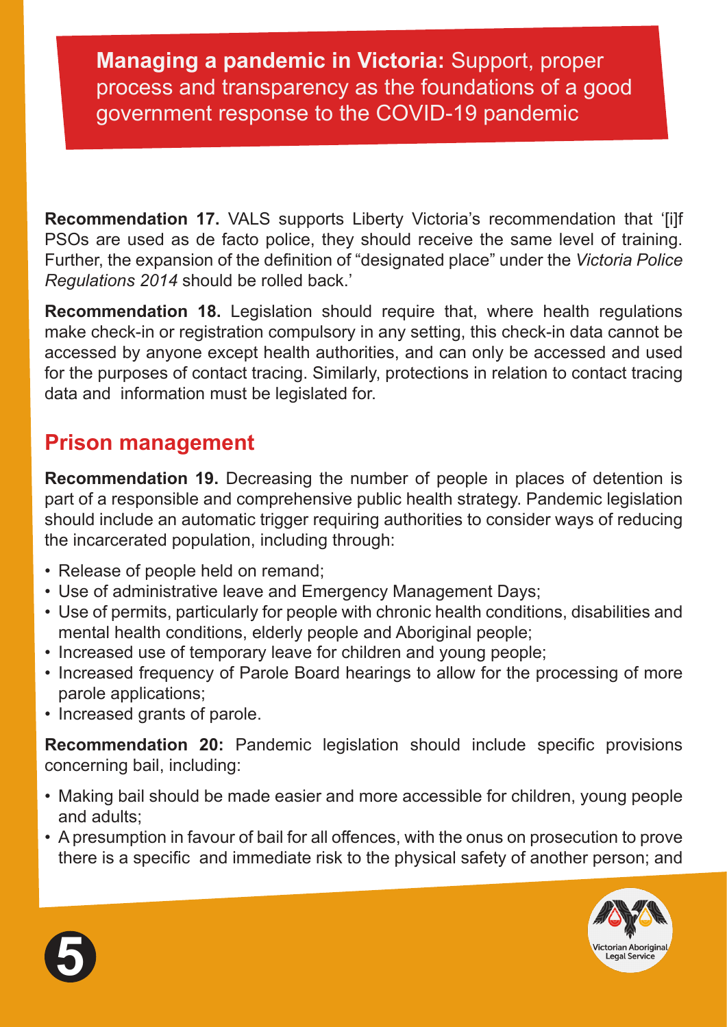**Managing a pandemic in Victoria:** Support, proper process and transparency as the foundations of a good government response to the COVID-19 pandemic

**Recommendation 17.** VALS supports Liberty Victoria's recommendation that '[i]f PSOs are used as de facto police, they should receive the same level of training. Further, the expansion of the definition of "designated place" under the *Victoria Police Regulations 2014* should be rolled back.'

**Recommendation 18.** Legislation should require that, where health regulations make check-in or registration compulsory in any setting, this check-in data cannot be accessed by anyone except health authorities, and can only be accessed and used for the purposes of contact tracing. Similarly, protections in relation to contact tracing data and information must be legislated for.

## Prison management

**Recommendation 19.** Decreasing the number of people in places of detention is part of a responsible and comprehensive public health strategy. Pandemic legislation should include an automatic trigger requiring authorities to consider ways of reducing the incarcerated population, including through:

- Release of people held on remand;
- Use of administrative leave and Emergency Management Days;
- Use of permits, particularly for people with chronic health conditions, disabilities and mental health conditions, elderly people and Aboriginal people;
- Increased use of temporary leave for children and young people;
- Increased frequency of Parole Board hearings to allow for the processing of more parole applications;
- Increased grants of parole.

**Recommendation 20:** Pandemic legislation should include specific provisions concerning bail, including:

- Making bail should be made easier and more accessible for children, young people and adults;
- A presumption in favour of bail for all offences, with the onus on prosecution to prove there is a specific and immediate risk to the physical safety of another person; and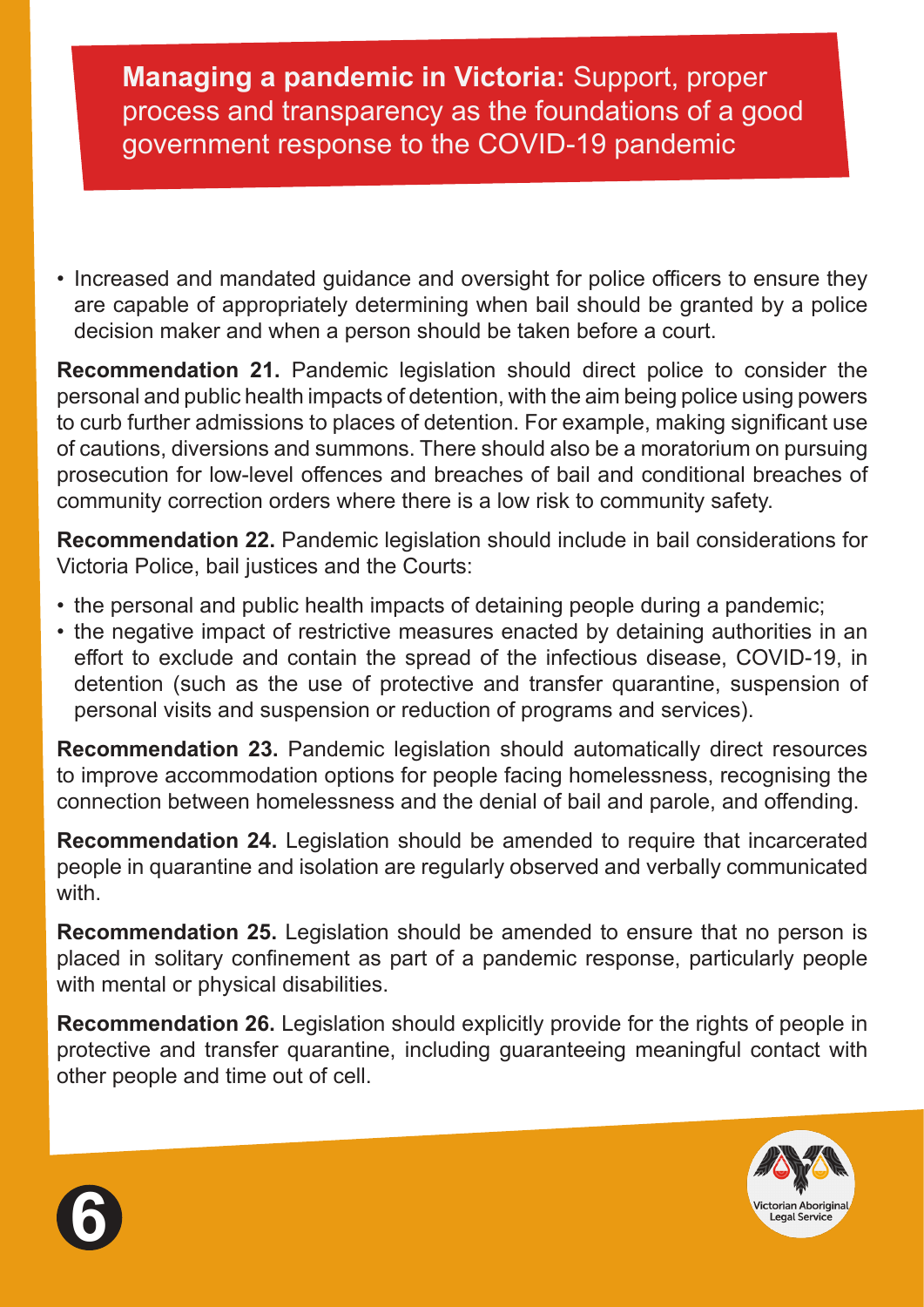**Managing a pandemic in Victoria:** Support, proper process and transparency as the foundations of a good government response to the COVID-19 pandemic

- Increased and mandated guidance and oversight for police officers to ensure they are capable of appropriately determining when bail should be granted by a police decision maker and when a person should be taken before a court.

**Recommendation 21.** Pandemic legislation should direct police to consider the personal and public health impacts of detention, with the aim being police using powers to curb further admissions to places of detention. For example, making significant use of cautions, diversions and summons. There should also be a moratorium on pursuing prosecution for low-level offences and breaches of bail and conditional breaches of community correction orders where there is a low risk to community safety.

**Recommendation 22.** Pandemic legislation should include in bail considerations for Victoria Police, bail justices and the Courts:

- the personal and public health impacts of detaining people during a pandemic;
- the negative impact of restrictive measures enacted by detaining authorities in an effort to exclude and contain the spread of the infectious disease, COVID-19, in detention (such as the use of protective and transfer quarantine, suspension of personal visits and suspension or reduction of programs and services).

**Recommendation 23.** Pandemic legislation should automatically direct resources to improve accommodation options for people facing homelessness, recognising the connection between homelessness and the denial of bail and parole, and offending.

**Recommendation 24.** Legislation should be amended to require that incarcerated people in quarantine and isolation are regularly observed and verbally communicated with.

**Recommendation 25.** Legislation should be amended to ensure that no person is placed in solitary confinement as part of a pandemic response, particularly people with mental or physical disabilities.

**Recommendation 26.** Legislation should explicitly provide for the rights of people in protective and transfer quarantine, including guaranteeing meaningful contact with other people and time out of cell.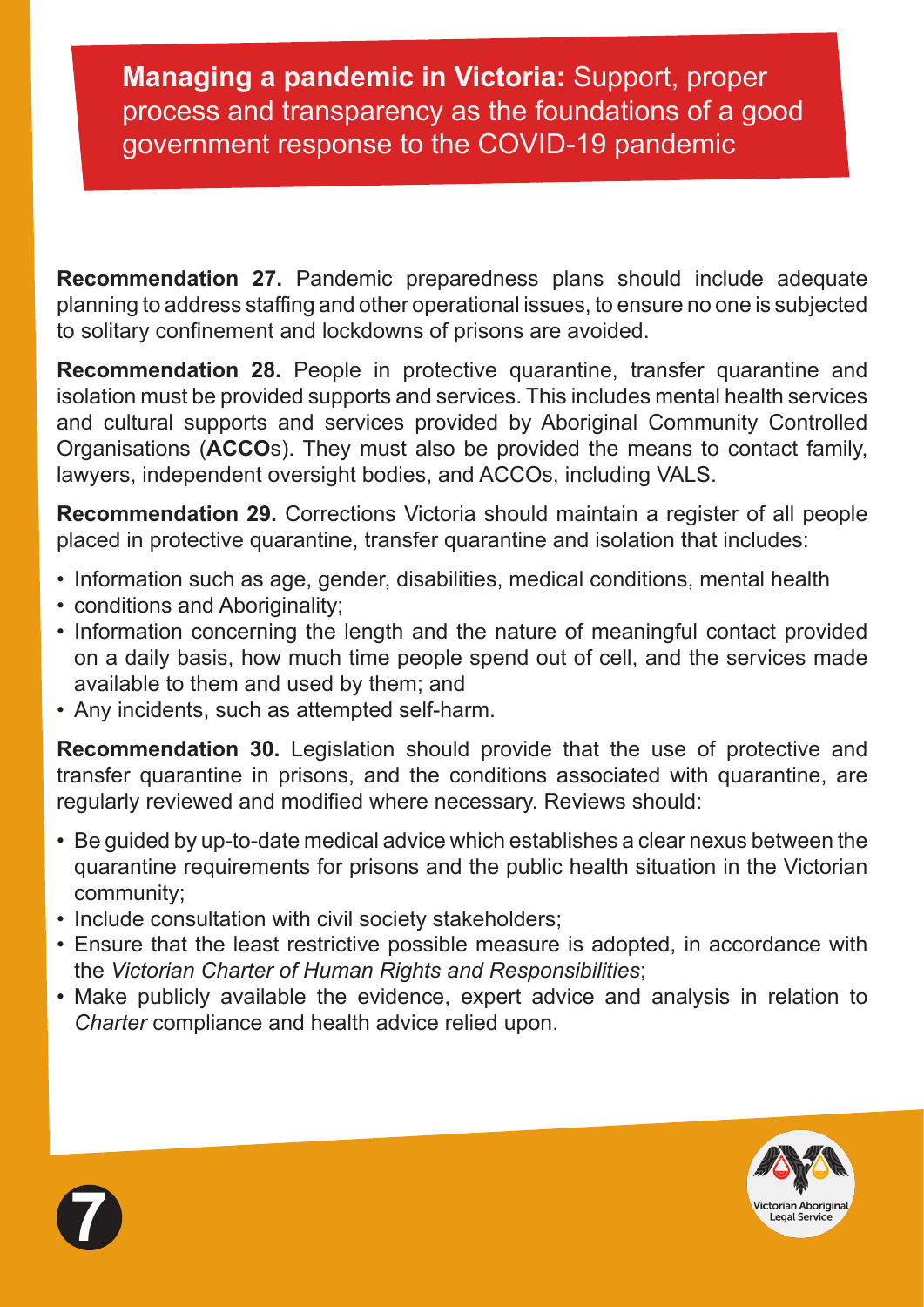**Managing a pandemic in Victoria:** Support, proper process and transparency as the foundations of a good government response to the COVID-19 pandemic

**Recommendation 27.** Pandemic preparedness plans should include adequate planning to address staffing and other operational issues, to ensure no one is subjected to solitary confinement and lockdowns of prisons are avoided.

**Recommendation 28.** People in protective quarantine, transfer quarantine and isolation must be provided supports and services. This includes mental health services and cultural supports and services provided by Aboriginal Community Controlled Organisations (**ACCO**s). They must also be provided the means to contact family, lawyers, independent oversight bodies, and ACCOs, including VALS.

**Recommendation 29.** Corrections Victoria should maintain a register of all people placed in protective quarantine, transfer quarantine and isolation that includes:

- Information such as age, gender, disabilities, medical conditions, mental health
- conditions and Aboriginality;
- Information concerning the length and the nature of meaningful contact provided on a daily basis, how much time people spend out of cell, and the services made available to them and used by them; and
- Any incidents, such as attempted self-harm.

**Recommendation 30.** Legislation should provide that the use of protective and transfer quarantine in prisons, and the conditions associated with quarantine, are regularly reviewed and modified where necessary. Reviews should:

- Be guided by up-to-date medical advice which establishes a clear nexus between the quarantine requirements for prisons and the public health situation in the Victorian community;
- Include consultation with civil society stakeholders;
- Ensure that the least restrictive possible measure is adopted, in accordance with the *Victorian Charter of Human Rights and Responsibilities*;
- Make publicly available the evidence, expert advice and analysis in relation to *Charter* compliance and health advice relied upon.

Victorian Aboriginal Legal Service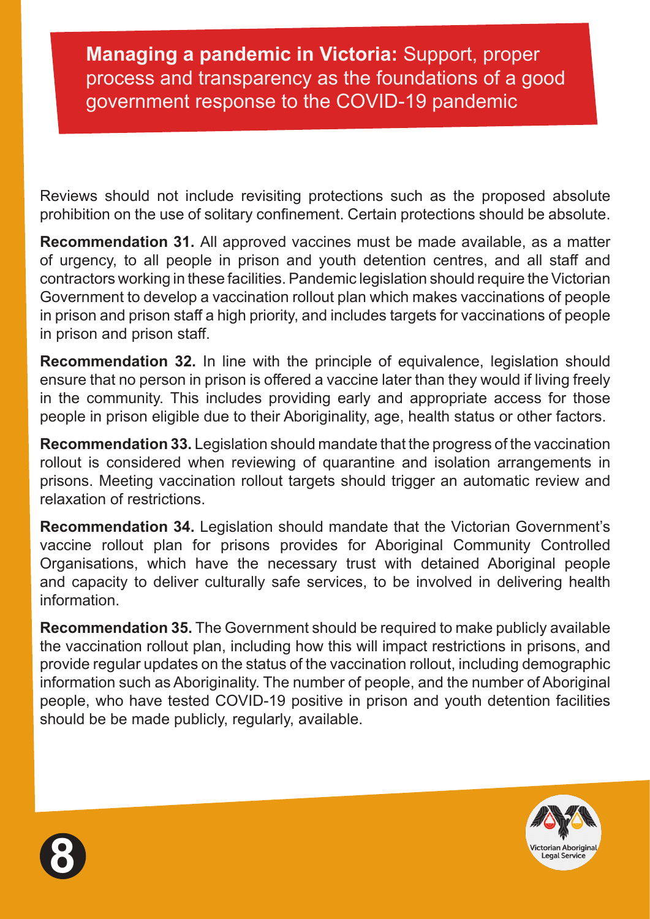**Managing a pandemic in Victoria:** Support, proper process and transparency as the foundations of a good government response to the COVID-19 pandemic

Reviews should not include revisiting protections such as the proposed absolute prohibition on the use of solitary confinement. Certain protections should be absolute.

**Recommendation 31.** All approved vaccines must be made available, as a matter of urgency, to all people in prison and youth detention centres, and all staff and contractors working in these facilities. Pandemic legislation should require the Victorian Government to develop a vaccination rollout plan which makes vaccinations of people in prison and prison staff a high priority, and includes targets for vaccinations of people in prison and prison staff.

**Recommendation 32.** In line with the principle of equivalence, legislation should ensure that no person in prison is offered a vaccine later than they would if living freely in the community. This includes providing early and appropriate access for those people in prison eligible due to their Aboriginality, age, health status or other factors.

**Recommendation 33.** Legislation should mandate that the progress of the vaccination rollout is considered when reviewing of quarantine and isolation arrangements in prisons. Meeting vaccination rollout targets should trigger an automatic review and relaxation of restrictions.

**Recommendation 34.** Legislation should mandate that the Victorian Government's vaccine rollout plan for prisons provides for Aboriginal Community Controlled Organisations, which have the necessary trust with detained Aboriginal people and capacity to deliver culturally safe services, to be involved in delivering health information.

**Recommendation 35.** The Government should be required to make publicly available the vaccination rollout plan, including how this will impact restrictions in prisons, and provide regular updates on the status of the vaccination rollout, including demographic information such as Aboriginality. The number of people, and the number of Aboriginal people, who have tested COVID-19 positive in prison and youth detention facilities should be be made publicly, regularly, available.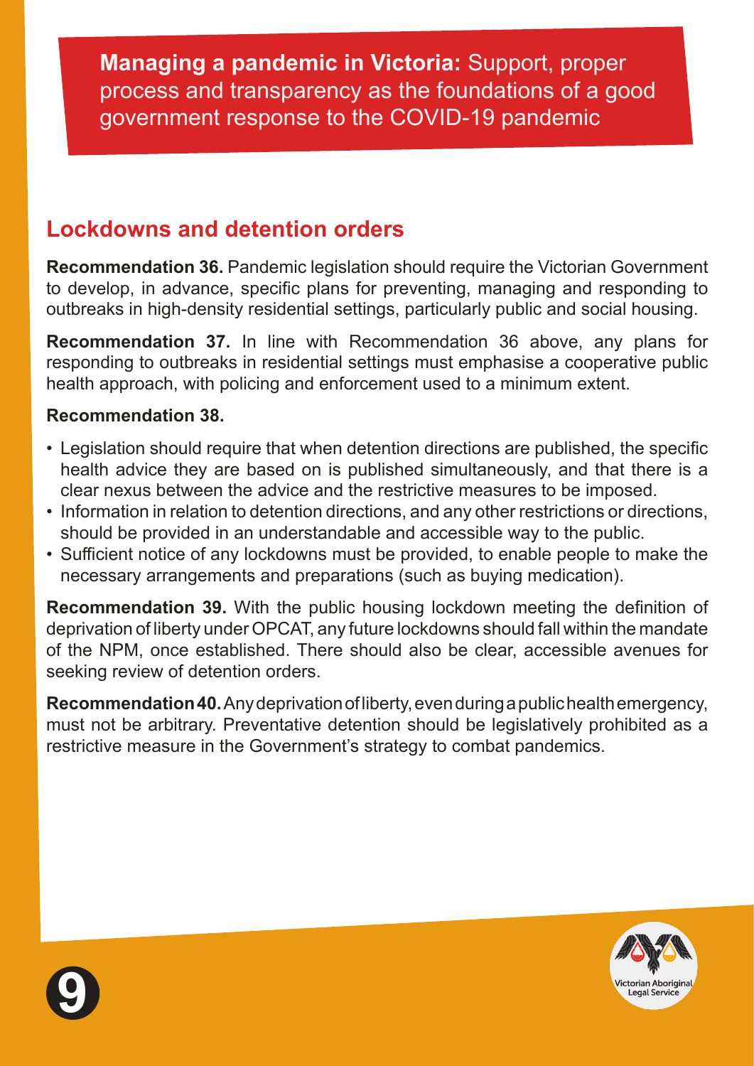**Managing a pandemic in Victoria:** Support, proper process and transparency as the foundations of a good government response to the COVID-19 pandemic

## Lockdowns and detention orders

**Recommendation 36.** Pandemic legislation should require the Victorian Government to develop, in advance, specific plans for preventing, managing and responding to outbreaks in high-density residential settings, particularly public and social housing.

**Recommendation 37.** In line with Recommendation 36 above, any plans for responding to outbreaks in residential settings must emphasise a cooperative public health approach, with policing and enforcement used to a minimum extent.

**Recommendation 38.**

- Legislation should require that when detention directions are published, the specific health advice they are based on is published simultaneously, and that there is a clear nexus between the advice and the restrictive measures to be imposed.
- Information in relation to detention directions, and any other restrictions or directions, should be provided in an understandable and accessible way to the public.
- Sufficient notice of any lockdowns must be provided, to enable people to make the necessary arrangements and preparations (such as buying medication).

**Recommendation 39.** With the public housing lockdown meeting the definition of deprivation of liberty under OPCAT, any future lockdowns should fall within the mandate of the NPM, once established. There should also be clear, accessible avenues for seeking review of detention orders.

**Recommendation 40.** Any deprivation of liberty, even during a public health emergency, must not be arbitrary. Preventative detention should be legislatively prohibited as a restrictive measure in the Government's strategy to combat pandemics.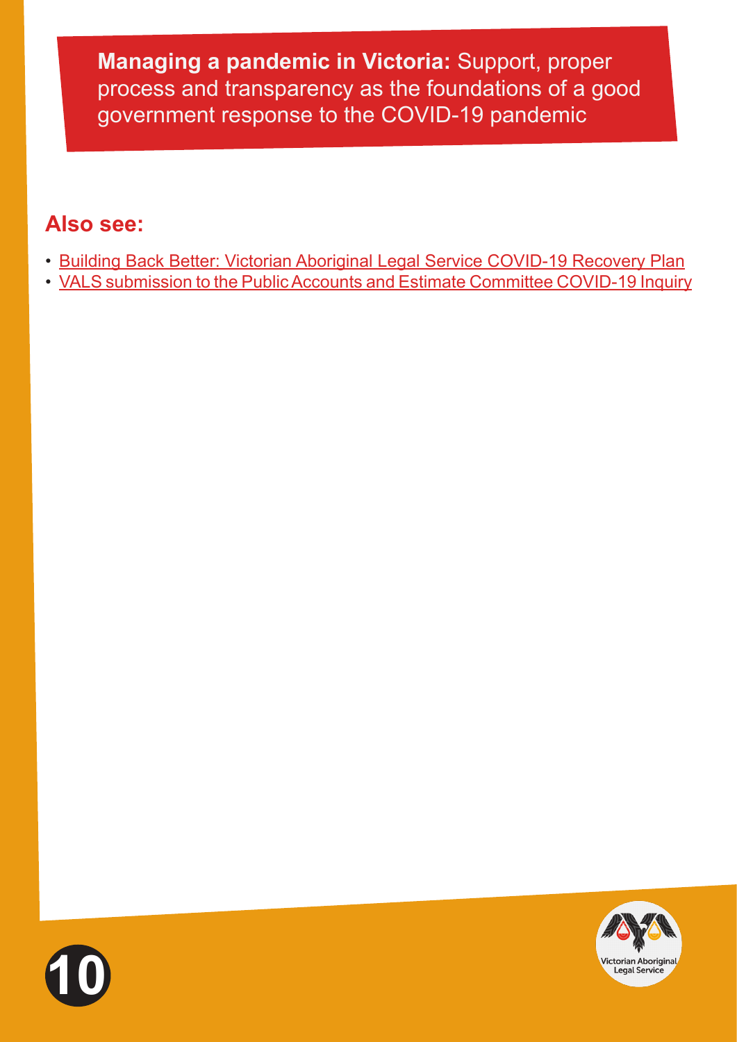**Managing a pandemic in Victoria:** Support, proper process and transparency as the foundations of a good government response to the COVID-19 pandemic

## Also see:

- Building Back Better: Victorian Aboriginal Legal Service COVID-19 Recovery Plan
- VALS submission to the Public Accounts and Estimate Committee COVID-19 Inquiry